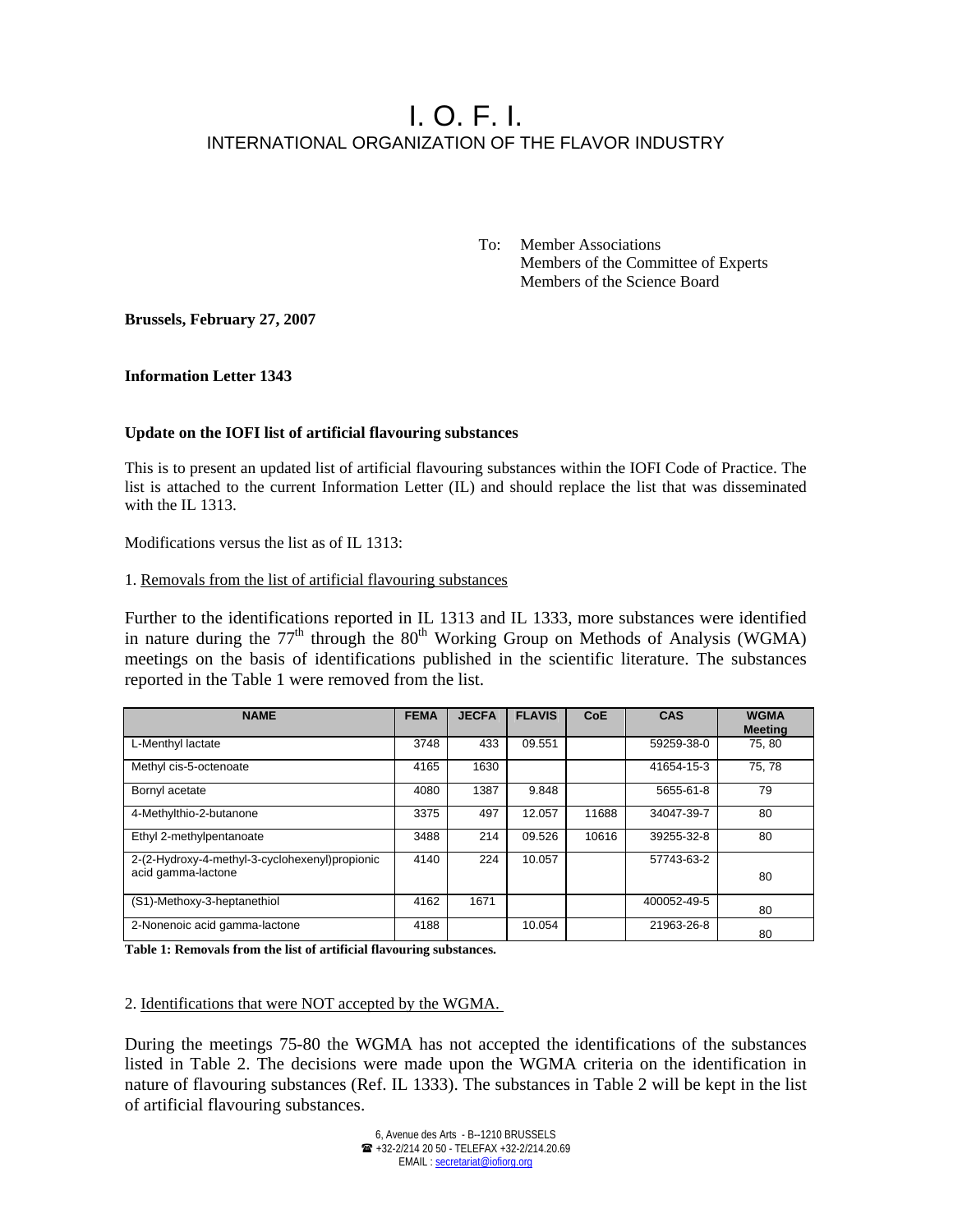# I. O. F. I.

## INTERNATIONAL ORGANIZATION OF THE FLAVOR INDUSTRY

To: Member Associations
Members of the Committee of Experts
Members of the Science Board

**Brussels, February 27, 2007**

**Information Letter 1343**

**Update on the IOFI list of artificial flavouring substances**

This is to present an updated list of artificial flavouring substances within the IOFI Code of Practice. The list is attached to the current Information Letter (IL) and should replace the list that was disseminated with the IL 1313.

Modifications versus the list as of IL 1313:

1. Removals from the list of artificial flavouring substances

Further to the identifications reported in IL 1313 and IL 1333, more substances were identified in nature during the 77th through the 80th Working Group on Methods of Analysis (WGMA) meetings on the basis of identifications published in the scientific literature. The substances reported in the Table 1 were removed from the list.

| NAME | FEMA | JECFA | FLAVIS | CoE | CAS | WGMA Meeting |
|---|---|---|---|---|---|---|
| L-Menthyl lactate | 3748 | 433 | 09.551 | | 59259-38-0 | 75, 80 |
| Methyl cis-5-octenoate | 4165 | 1630 | | | 41654-15-3 | 75, 78 |
| Bornyl acetate | 4080 | 1387 | 9.848 | | 5655-61-8 | 79 |
| 4-Methylthio-2-butanone | 3375 | 497 | 12.057 | 11688 | 34047-39-7 | 80 |
| Ethyl 2-methylpentanoate | 3488 | 214 | 09.526 | 10616 | 39255-32-8 | 80 |
| 2-(2-Hydroxy-4-methyl-3-cyclohexenyl)propionic acid gamma-lactone | 4140 | 224 | 10.057 | | 57743-63-2 | 80 |
| (S1)-Methoxy-3-heptanethiol | 4162 | 1671 | | | 400052-49-5 | 80 |
| 2-Nonenoic acid gamma-lactone | 4188 | | 10.054 | | 21963-26-8 | 80 |

**Table 1: Removals from the list of artificial flavouring substances.**

2. Identifications that were NOT accepted by the WGMA.

During the meetings 75-80 the WGMA has not accepted the identifications of the substances listed in Table 2. The decisions were made upon the WGMA criteria on the identification in nature of flavouring substances (Ref. IL 1333). The substances in Table 2 will be kept in the list of artificial flavouring substances.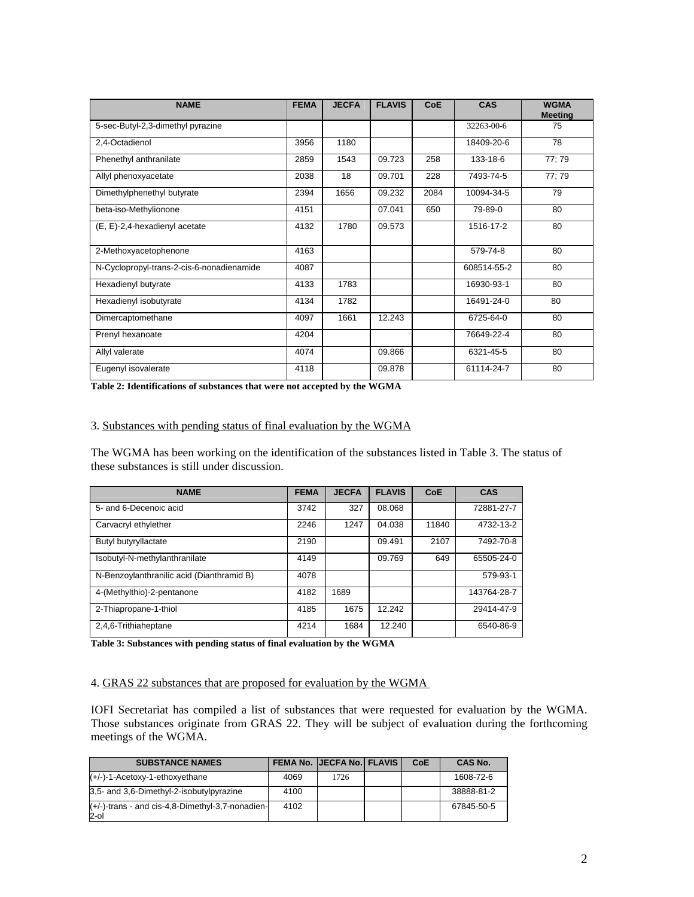| NAME | FEMA | JECFA | FLAVIS | CoE | CAS | WGMA Meeting |
|---|---|---|---|---|---|---|
| 5-sec-Butyl-2,3-dimethyl pyrazine | | | | | 32263-00-6 | 75 |
| 2,4-Octadienol | 3956 | 1180 | | | 18409-20-6 | 78 |
| Phenethyl anthranilate | 2859 | 1543 | 09.723 | 258 | 133-18-6 | 77; 79 |
| Allyl phenoxyacetate | 2038 | 18 | 09.701 | 228 | 7493-74-5 | 77; 79 |
| Dimethylphenethyl butyrate | 2394 | 1656 | 09.232 | 2084 | 10094-34-5 | 79 |
| beta-iso-Methylionone | 4151 | | 07.041 | 650 | 79-89-0 | 80 |
| (E, E)-2,4-hexadienyl acetate | 4132 | 1780 | 09.573 | | 1516-17-2 | 80 |
| 2-Methoxyacetophenone | 4163 | | | | 579-74-8 | 80 |
| N-Cyclopropyl-trans-2-cis-6-nonadienamide | 4087 | | | | 608514-55-2 | 80 |
| Hexadienyl butyrate | 4133 | 1783 | | | 16930-93-1 | 80 |
| Hexadienyl isobutyrate | 4134 | 1782 | | | 16491-24-0 | 80 |
| Dimercaptomethane | 4097 | 1661 | 12.243 | | 6725-64-0 | 80 |
| Prenyl hexanoate | 4204 | | | | 76649-22-4 | 80 |
| Allyl valerate | 4074 | | 09.866 | | 6321-45-5 | 80 |
| Eugenyl isovalerate | 4118 | | 09.878 | | 61114-24-7 | 80 |

**Table 2: Identifications of substances that were not accepted by the WGMA**

3. Substances with pending status of final evaluation by the WGMA

The WGMA has been working on the identification of the substances listed in Table 3. The status of these substances is still under discussion.

| NAME | FEMA | JECFA | FLAVIS | CoE | CAS |
|---|---|---|---|---|---|
| 5- and 6-Decenoic acid | 3742 | 327 | 08.068 | | 72881-27-7 |
| Carvacryl ethylether | 2246 | 1247 | 04.038 | 11840 | 4732-13-2 |
| Butyl butyryllactate | 2190 | | 09.491 | 2107 | 7492-70-8 |
| Isobutyl-N-methylanthranilate | 4149 | | 09.769 | 649 | 65505-24-0 |
| N-Benzoylanthranilic acid (Dianthramid B) | 4078 | | | | 579-93-1 |
| 4-(Methylthio)-2-pentanone | 4182 | 1689 | | | 143764-28-7 |
| 2-Thiapropane-1-thiol | 4185 | 1675 | 12.242 | | 29414-47-9 |
| 2,4,6-Trithiaheptane | 4214 | 1684 | 12.240 | | 6540-86-9 |

**Table 3: Substances with pending status of final evaluation by the WGMA**

4. GRAS 22 substances that are proposed for evaluation by the WGMA

IOFI Secretariat has compiled a list of substances that were requested for evaluation by the WGMA. Those substances originate from GRAS 22. They will be subject of evaluation during the forthcoming meetings of the WGMA.

| SUBSTANCE NAMES | FEMA No. | JECFA No. | FLAVIS | CoE | CAS No. |
|---|---|---|---|---|---|
| (+/-)-1-Acetoxy-1-ethoxyethane | 4069 | 1726 | | | 1608-72-6 |
| 3,5- and 3,6-Dimethyl-2-isobutylpyrazine | 4100 | | | | 38888-81-2 |
| (+/-)-trans - and cis-4,8-Dimethyl-3,7-nonadien-2-ol | 4102 | | | | 67845-50-5 |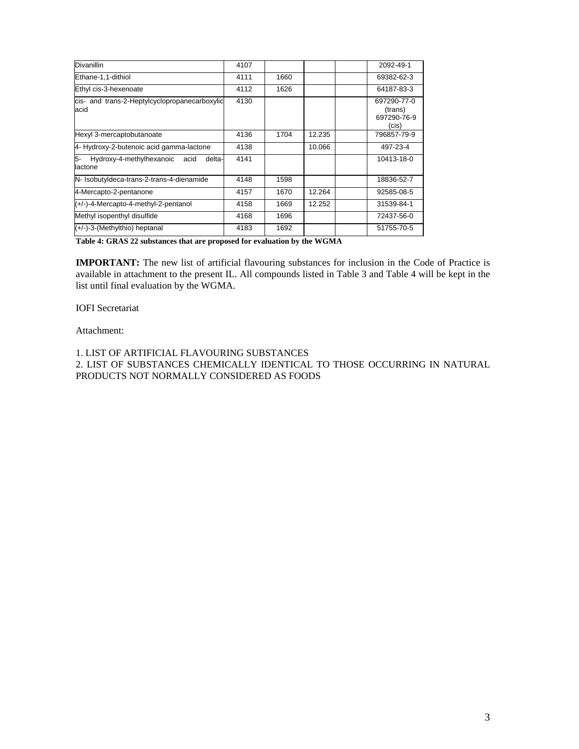| | | | | | |
|---|---|---|---|---|---|
| Divanillin | 4107 | | | | 2092-49-1 |
| Ethane-1,1-dithiol | 4111 | 1660 | | | 69382-62-3 |
| Ethyl cis-3-hexenoate | 4112 | 1626 | | | 64187-83-3 |
| cis- and trans-2-Heptylcyclopropanecarboxylic acid | 4130 | | | | 697290-77-0 (trans) 697290-76-9 (cis) |
| Hexyl 3-mercaptobutanoate | 4136 | 1704 | 12.235 | | 796857-79-9 |
| 4- Hydroxy-2-butenoic acid gamma-lactone | 4138 | | 10.066 | | 497-23-4 |
| 5- Hydroxy-4-methylhexanoic acid delta-lactone | 4141 | | | | 10413-18-0 |
| N- Isobutyldeca-trans-2-trans-4-dienamide | 4148 | 1598 | | | 18836-52-7 |
| 4-Mercapto-2-pentanone | 4157 | 1670 | 12.264 | | 92585-08-5 |
| (+/-)-4-Mercapto-4-methyl-2-pentanol | 4158 | 1669 | 12.252 | | 31539-84-1 |
| Methyl isopenthyl disulfide | 4168 | 1696 | | | 72437-56-0 |
| (+/-)-3-(Methylthio) heptanal | 4183 | 1692 | | | 51755-70-5 |

**Table 4: GRAS 22 substances that are proposed for evaluation by the WGMA**

**IMPORTANT:** The new list of artificial flavouring substances for inclusion in the Code of Practice is available in attachment to the present IL. All compounds listed in Table 3 and Table 4 will be kept in the list until final evaluation by the WGMA.

IOFI Secretariat

Attachment:

1. LIST OF ARTIFICIAL FLAVOURING SUBSTANCES
2. LIST OF SUBSTANCES CHEMICALLY IDENTICAL TO THOSE OCCURRING IN NATURAL PRODUCTS NOT NORMALLY CONSIDERED AS FOODS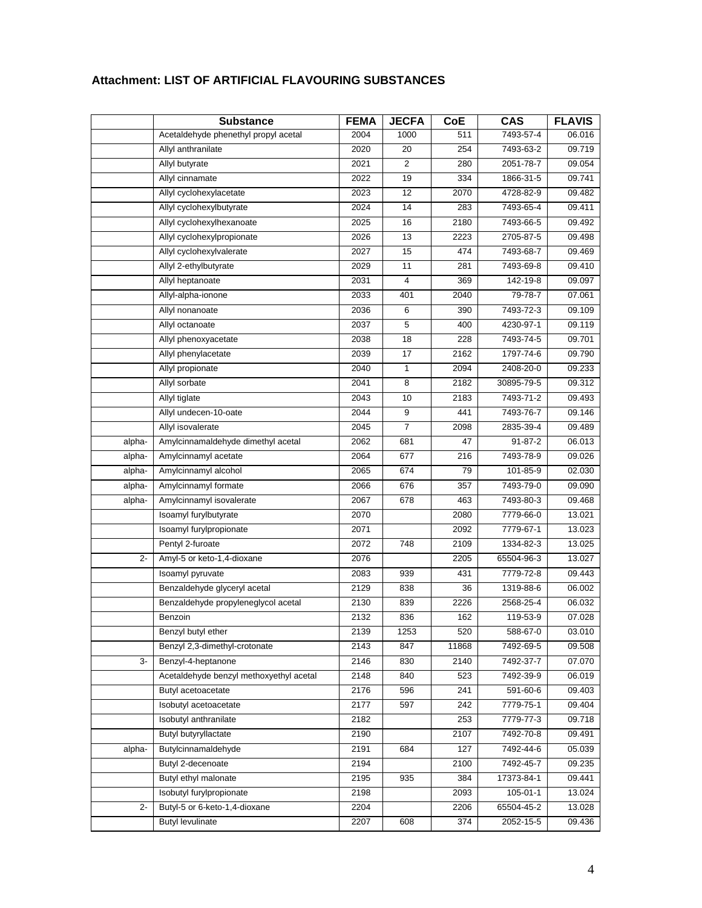### Attachment: LIST OF ARTIFICIAL FLAVOURING SUBSTANCES

| | Substance | FEMA | JECFA | CoE | CAS | FLAVIS |
|---|---|---|---|---|---|---|
| | Acetaldehyde phenethyl propyl acetal | 2004 | 1000 | 511 | 7493-57-4 | 06.016 |
| | Allyl anthranilate | 2020 | 20 | 254 | 7493-63-2 | 09.719 |
| | Allyl butyrate | 2021 | 2 | 280 | 2051-78-7 | 09.054 |
| | Allyl cinnamate | 2022 | 19 | 334 | 1866-31-5 | 09.741 |
| | Allyl cyclohexylacetate | 2023 | 12 | 2070 | 4728-82-9 | 09.482 |
| | Allyl cyclohexylbutyrate | 2024 | 14 | 283 | 7493-65-4 | 09.411 |
| | Allyl cyclohexylhexanoate | 2025 | 16 | 2180 | 7493-66-5 | 09.492 |
| | Allyl cyclohexylpropionate | 2026 | 13 | 2223 | 2705-87-5 | 09.498 |
| | Allyl cyclohexylvalerate | 2027 | 15 | 474 | 7493-68-7 | 09.469 |
| | Allyl 2-ethylbutyrate | 2029 | 11 | 281 | 7493-69-8 | 09.410 |
| | Allyl heptanoate | 2031 | 4 | 369 | 142-19-8 | 09.097 |
| | Allyl-alpha-ionone | 2033 | 401 | 2040 | 79-78-7 | 07.061 |
| | Allyl nonanoate | 2036 | 6 | 390 | 7493-72-3 | 09.109 |
| | Allyl octanoate | 2037 | 5 | 400 | 4230-97-1 | 09.119 |
| | Allyl phenoxyacetate | 2038 | 18 | 228 | 7493-74-5 | 09.701 |
| | Allyl phenylacetate | 2039 | 17 | 2162 | 1797-74-6 | 09.790 |
| | Allyl propionate | 2040 | 1 | 2094 | 2408-20-0 | 09.233 |
| | Allyl sorbate | 2041 | 8 | 2182 | 30895-79-5 | 09.312 |
| | Allyl tiglate | 2043 | 10 | 2183 | 7493-71-2 | 09.493 |
| | Allyl undecen-10-oate | 2044 | 9 | 441 | 7493-76-7 | 09.146 |
| | Allyl isovalerate | 2045 | 7 | 2098 | 2835-39-4 | 09.489 |
| alpha- | Amylcinnamaldehyde dimethyl acetal | 2062 | 681 | 47 | 91-87-2 | 06.013 |
| alpha- | Amylcinnamyl acetate | 2064 | 677 | 216 | 7493-78-9 | 09.026 |
| alpha- | Amylcinnamyl alcohol | 2065 | 674 | 79 | 101-85-9 | 02.030 |
| alpha- | Amylcinnamyl formate | 2066 | 676 | 357 | 7493-79-0 | 09.090 |
| alpha- | Amylcinnamyl isovalerate | 2067 | 678 | 463 | 7493-80-3 | 09.468 |
| | Isoamyl furylbutyrate | 2070 | | 2080 | 7779-66-0 | 13.021 |
| | Isoamyl furylpropionate | 2071 | | 2092 | 7779-67-1 | 13.023 |
| | Pentyl 2-furoate | 2072 | 748 | 2109 | 1334-82-3 | 13.025 |
| 2- | Amyl-5 or keto-1,4-dioxane | 2076 | | 2205 | 65504-96-3 | 13.027 |
| | Isoamyl pyruvate | 2083 | 939 | 431 | 7779-72-8 | 09.443 |
| | Benzaldehyde glyceryl acetal | 2129 | 838 | 36 | 1319-88-6 | 06.002 |
| | Benzaldehyde propyleneglycol acetal | 2130 | 839 | 2226 | 2568-25-4 | 06.032 |
| | Benzoin | 2132 | 836 | 162 | 119-53-9 | 07.028 |
| | Benzyl butyl ether | 2139 | 1253 | 520 | 588-67-0 | 03.010 |
| | Benzyl 2,3-dimethyl-crotonate | 2143 | 847 | 11868 | 7492-69-5 | 09.508 |
| 3- | Benzyl-4-heptanone | 2146 | 830 | 2140 | 7492-37-7 | 07.070 |
| | Acetaldehyde benzyl methoxyethyl acetal | 2148 | 840 | 523 | 7492-39-9 | 06.019 |
| | Butyl acetoacetate | 2176 | 596 | 241 | 591-60-6 | 09.403 |
| | Isobutyl acetoacetate | 2177 | 597 | 242 | 7779-75-1 | 09.404 |
| | Isobutyl anthranilate | 2182 | | 253 | 7779-77-3 | 09.718 |
| | Butyl butyryllactate | 2190 | | 2107 | 7492-70-8 | 09.491 |
| alpha- | Butylcinnamaldehyde | 2191 | 684 | 127 | 7492-44-6 | 05.039 |
| | Butyl 2-decenoate | 2194 | | 2100 | 7492-45-7 | 09.235 |
| | Butyl ethyl malonate | 2195 | 935 | 384 | 17373-84-1 | 09.441 |
| | Isobutyl furylpropionate | 2198 | | 2093 | 105-01-1 | 13.024 |
| 2- | Butyl-5 or 6-keto-1,4-dioxane | 2204 | | 2206 | 65504-45-2 | 13.028 |
| | Butyl levulinate | 2207 | 608 | 374 | 2052-15-5 | 09.436 |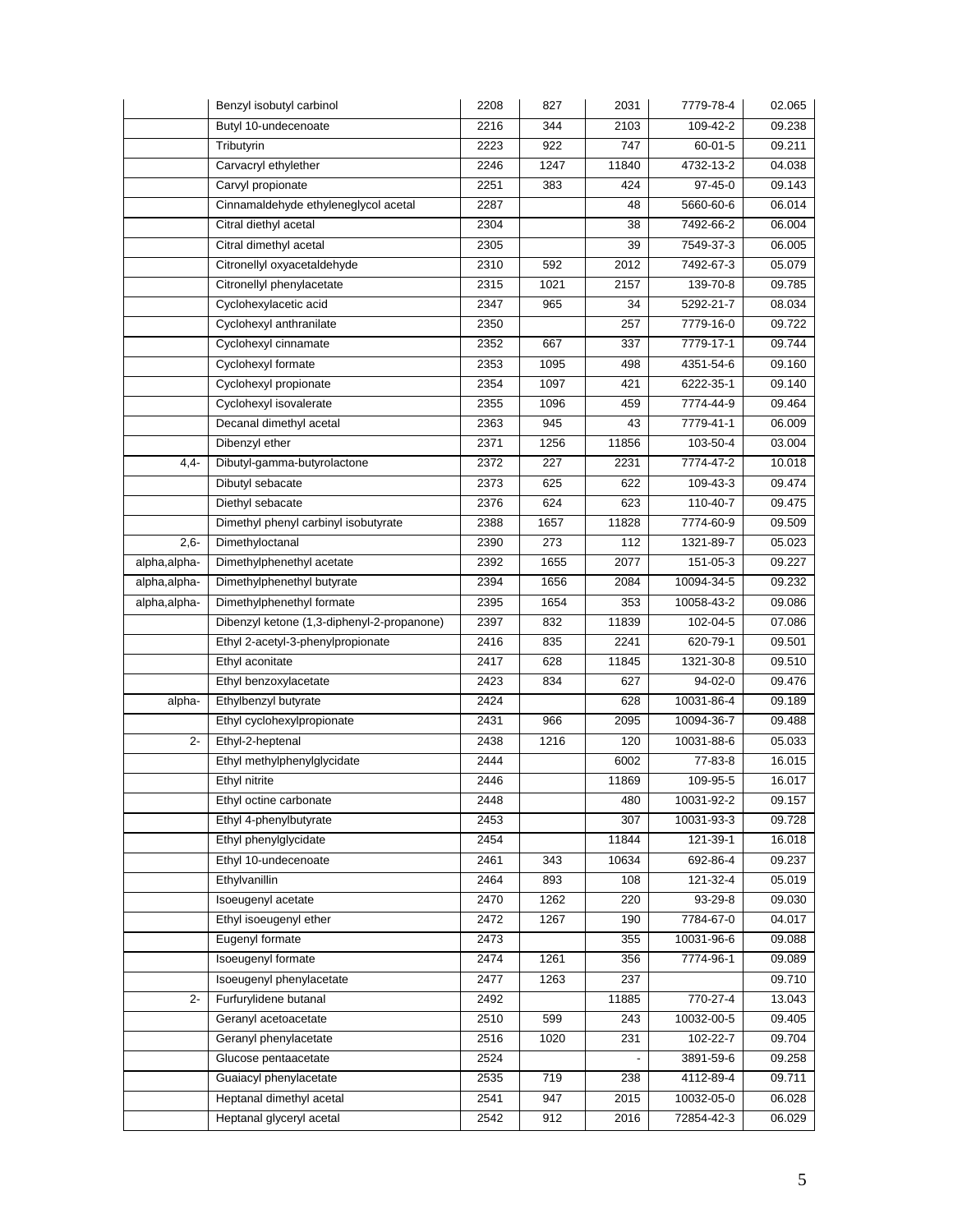| | | | | | | |
|---|---|---|---|---|---|---|
| | Benzyl isobutyl carbinol | 2208 | 827 | 2031 | 7779-78-4 | 02.065 |
| | Butyl 10-undecenoate | 2216 | 344 | 2103 | 109-42-2 | 09.238 |
| | Tributyrin | 2223 | 922 | 747 | 60-01-5 | 09.211 |
| | Carvacryl ethylether | 2246 | 1247 | 11840 | 4732-13-2 | 04.038 |
| | Carvyl propionate | 2251 | 383 | 424 | 97-45-0 | 09.143 |
| | Cinnamaldehyde ethyleneglycol acetal | 2287 | | 48 | 5660-60-6 | 06.014 |
| | Citral diethyl acetal | 2304 | | 38 | 7492-66-2 | 06.004 |
| | Citral dimethyl acetal | 2305 | | 39 | 7549-37-3 | 06.005 |
| | Citronellyl oxyacetaldehyde | 2310 | 592 | 2012 | 7492-67-3 | 05.079 |
| | Citronellyl phenylacetate | 2315 | 1021 | 2157 | 139-70-8 | 09.785 |
| | Cyclohexylacetic acid | 2347 | 965 | 34 | 5292-21-7 | 08.034 |
| | Cyclohexyl anthranilate | 2350 | | 257 | 7779-16-0 | 09.722 |
| | Cyclohexyl cinnamate | 2352 | 667 | 337 | 7779-17-1 | 09.744 |
| | Cyclohexyl formate | 2353 | 1095 | 498 | 4351-54-6 | 09.160 |
| | Cyclohexyl propionate | 2354 | 1097 | 421 | 6222-35-1 | 09.140 |
| | Cyclohexyl isovalerate | 2355 | 1096 | 459 | 7774-44-9 | 09.464 |
| | Decanal dimethyl acetal | 2363 | 945 | 43 | 7779-41-1 | 06.009 |
| | Dibenzyl ether | 2371 | 1256 | 11856 | 103-50-4 | 03.004 |
| 4,4- | Dibutyl-gamma-butyrolactone | 2372 | 227 | 2231 | 7774-47-2 | 10.018 |
| | Dibutyl sebacate | 2373 | 625 | 622 | 109-43-3 | 09.474 |
| | Diethyl sebacate | 2376 | 624 | 623 | 110-40-7 | 09.475 |
| | Dimethyl phenyl carbinyl isobutyrate | 2388 | 1657 | 11828 | 7774-60-9 | 09.509 |
| 2,6- | Dimethyloctanal | 2390 | 273 | 112 | 1321-89-7 | 05.023 |
| alpha,alpha- | Dimethylphenethyl acetate | 2392 | 1655 | 2077 | 151-05-3 | 09.227 |
| alpha,alpha- | Dimethylphenethyl butyrate | 2394 | 1656 | 2084 | 10094-34-5 | 09.232 |
| alpha,alpha- | Dimethylphenethyl formate | 2395 | 1654 | 353 | 10058-43-2 | 09.086 |
| | Dibenzyl ketone (1,3-diphenyl-2-propanone) | 2397 | 832 | 11839 | 102-04-5 | 07.086 |
| | Ethyl 2-acetyl-3-phenylpropionate | 2416 | 835 | 2241 | 620-79-1 | 09.501 |
| | Ethyl aconitate | 2417 | 628 | 11845 | 1321-30-8 | 09.510 |
| | Ethyl benzoxylacetate | 2423 | 834 | 627 | 94-02-0 | 09.476 |
| alpha- | Ethylbenzyl butyrate | 2424 | | 628 | 10031-86-4 | 09.189 |
| | Ethyl cyclohexylpropionate | 2431 | 966 | 2095 | 10094-36-7 | 09.488 |
| 2- | Ethyl-2-heptenal | 2438 | 1216 | 120 | 10031-88-6 | 05.033 |
| | Ethyl methylphenylglycidate | 2444 | | 6002 | 77-83-8 | 16.015 |
| | Ethyl nitrite | 2446 | | 11869 | 109-95-5 | 16.017 |
| | Ethyl octine carbonate | 2448 | | 480 | 10031-92-2 | 09.157 |
| | Ethyl 4-phenylbutyrate | 2453 | | 307 | 10031-93-3 | 09.728 |
| | Ethyl phenylglycidate | 2454 | | 11844 | 121-39-1 | 16.018 |
| | Ethyl 10-undecenoate | 2461 | 343 | 10634 | 692-86-4 | 09.237 |
| | Ethylvanillin | 2464 | 893 | 108 | 121-32-4 | 05.019 |
| | Isoeugenyl acetate | 2470 | 1262 | 220 | 93-29-8 | 09.030 |
| | Ethyl isoeugenyl ether | 2472 | 1267 | 190 | 7784-67-0 | 04.017 |
| | Eugenyl formate | 2473 | | 355 | 10031-96-6 | 09.088 |
| | Isoeugenyl formate | 2474 | 1261 | 356 | 7774-96-1 | 09.089 |
| | Isoeugenyl phenylacetate | 2477 | 1263 | 237 | | 09.710 |
| 2- | Furfurylidene butanal | 2492 | | 11885 | 770-27-4 | 13.043 |
| | Geranyl acetoacetate | 2510 | 599 | 243 | 10032-00-5 | 09.405 |
| | Geranyl phenylacetate | 2516 | 1020 | 231 | 102-22-7 | 09.704 |
| | Glucose pentaacetate | 2524 | | - | 3891-59-6 | 09.258 |
| | Guaiacyl phenylacetate | 2535 | 719 | 238 | 4112-89-4 | 09.711 |
| | Heptanal dimethyl acetal | 2541 | 947 | 2015 | 10032-05-0 | 06.028 |
| | Heptanal glyceryl acetal | 2542 | 912 | 2016 | 72854-42-3 | 06.029 |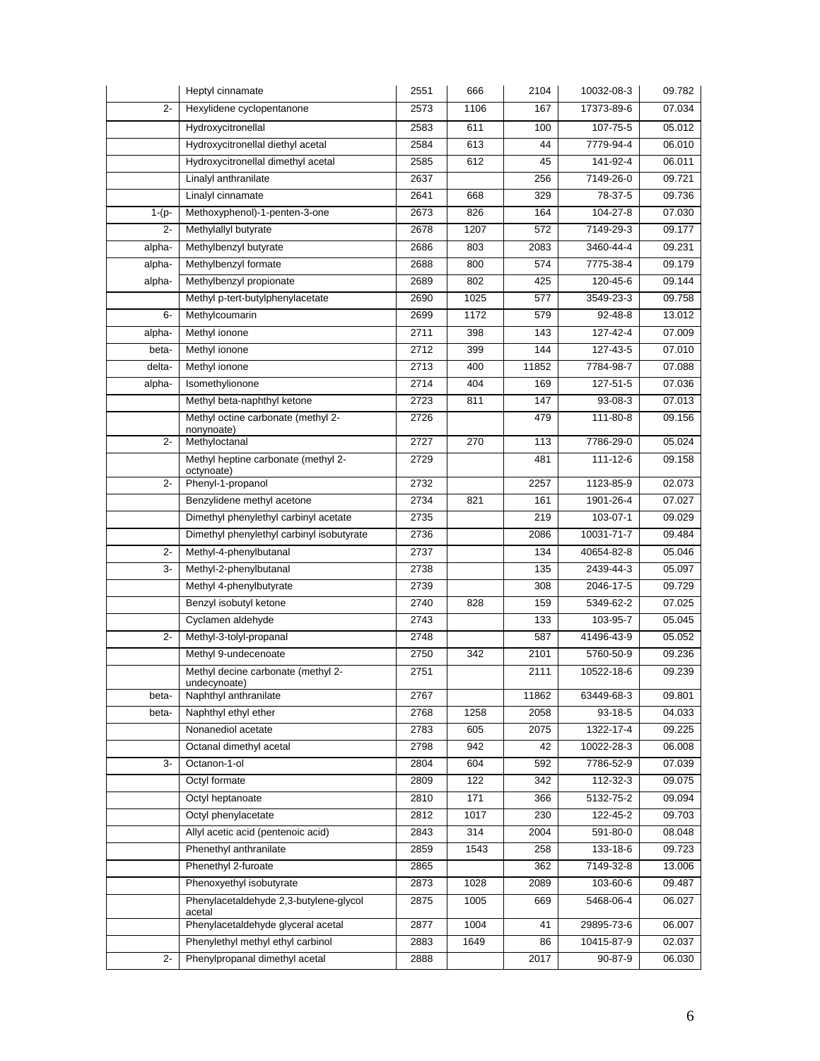| | | | | | | |
|---|---|---|---|---|---|---|
| | Heptyl cinnamate | 2551 | 666 | 2104 | 10032-08-3 | 09.782 |
| 2- | Hexylidene cyclopentanone | 2573 | 1106 | 167 | 17373-89-6 | 07.034 |
| | Hydroxycitronellal | 2583 | 611 | 100 | 107-75-5 | 05.012 |
| | Hydroxycitronellal diethyl acetal | 2584 | 613 | 44 | 7779-94-4 | 06.010 |
| | Hydroxycitronellal dimethyl acetal | 2585 | 612 | 45 | 141-92-4 | 06.011 |
| | Linalyl anthranilate | 2637 | | 256 | 7149-26-0 | 09.721 |
| | Linalyl cinnamate | 2641 | 668 | 329 | 78-37-5 | 09.736 |
| 1-(p- | Methoxyphenol)-1-penten-3-one | 2673 | 826 | 164 | 104-27-8 | 07.030 |
| 2- | Methylallyl butyrate | 2678 | 1207 | 572 | 7149-29-3 | 09.177 |
| alpha- | Methylbenzyl butyrate | 2686 | 803 | 2083 | 3460-44-4 | 09.231 |
| alpha- | Methylbenzyl formate | 2688 | 800 | 574 | 7775-38-4 | 09.179 |
| alpha- | Methylbenzyl propionate | 2689 | 802 | 425 | 120-45-6 | 09.144 |
| | Methyl p-tert-butylphenylacetate | 2690 | 1025 | 577 | 3549-23-3 | 09.758 |
| 6- | Methylcoumarin | 2699 | 1172 | 579 | 92-48-8 | 13.012 |
| alpha- | Methyl ionone | 2711 | 398 | 143 | 127-42-4 | 07.009 |
| beta- | Methyl ionone | 2712 | 399 | 144 | 127-43-5 | 07.010 |
| delta- | Methyl ionone | 2713 | 400 | 11852 | 7784-98-7 | 07.088 |
| alpha- | Isomethylionone | 2714 | 404 | 169 | 127-51-5 | 07.036 |
| | Methyl beta-naphthyl ketone | 2723 | 811 | 147 | 93-08-3 | 07.013 |
| | Methyl octine carbonate (methyl 2-nonynoate) | 2726 | | 479 | 111-80-8 | 09.156 |
| 2- | Methyloctanal | 2727 | 270 | 113 | 7786-29-0 | 05.024 |
| | Methyl heptine carbonate (methyl 2-octynoate) | 2729 | | 481 | 111-12-6 | 09.158 |
| 2- | Phenyl-1-propanol | 2732 | | 2257 | 1123-85-9 | 02.073 |
| | Benzylidene methyl acetone | 2734 | 821 | 161 | 1901-26-4 | 07.027 |
| | Dimethyl phenylethyl carbinyl acetate | 2735 | | 219 | 103-07-1 | 09.029 |
| | Dimethyl phenylethyl carbinyl isobutyrate | 2736 | | 2086 | 10031-71-7 | 09.484 |
| 2- | Methyl-4-phenylbutanal | 2737 | | 134 | 40654-82-8 | 05.046 |
| 3- | Methyl-2-phenylbutanal | 2738 | | 135 | 2439-44-3 | 05.097 |
| | Methyl 4-phenylbutyrate | 2739 | | 308 | 2046-17-5 | 09.729 |
| | Benzyl isobutyl ketone | 2740 | 828 | 159 | 5349-62-2 | 07.025 |
| | Cyclamen aldehyde | 2743 | | 133 | 103-95-7 | 05.045 |
| 2- | Methyl-3-tolyl-propanal | 2748 | | 587 | 41496-43-9 | 05.052 |
| | Methyl 9-undecenoate | 2750 | 342 | 2101 | 5760-50-9 | 09.236 |
| | Methyl decine carbonate (methyl 2-undecynoate) | 2751 | | 2111 | 10522-18-6 | 09.239 |
| beta- | Naphthyl anthranilate | 2767 | | 11862 | 63449-68-3 | 09.801 |
| beta- | Naphthyl ethyl ether | 2768 | 1258 | 2058 | 93-18-5 | 04.033 |
| | Nonanediol acetate | 2783 | 605 | 2075 | 1322-17-4 | 09.225 |
| | Octanal dimethyl acetal | 2798 | 942 | 42 | 10022-28-3 | 06.008 |
| 3- | Octanon-1-ol | 2804 | 604 | 592 | 7786-52-9 | 07.039 |
| | Octyl formate | 2809 | 122 | 342 | 112-32-3 | 09.075 |
| | Octyl heptanoate | 2810 | 171 | 366 | 5132-75-2 | 09.094 |
| | Octyl phenylacetate | 2812 | 1017 | 230 | 122-45-2 | 09.703 |
| | Allyl acetic acid (pentenoic acid) | 2843 | 314 | 2004 | 591-80-0 | 08.048 |
| | Phenethyl anthranilate | 2859 | 1543 | 258 | 133-18-6 | 09.723 |
| | Phenethyl 2-furoate | 2865 | | 362 | 7149-32-8 | 13.006 |
| | Phenoxyethyl isobutyrate | 2873 | 1028 | 2089 | 103-60-6 | 09.487 |
| | Phenylacetaldehyde 2,3-butylene-glycol acetal | 2875 | 1005 | 669 | 5468-06-4 | 06.027 |
| | Phenylacetaldehyde glyceral acetal | 2877 | 1004 | 41 | 29895-73-6 | 06.007 |
| | Phenylethyl methyl ethyl carbinol | 2883 | 1649 | 86 | 10415-87-9 | 02.037 |
| 2- | Phenylpropanal dimethyl acetal | 2888 | | 2017 | 90-87-9 | 06.030 |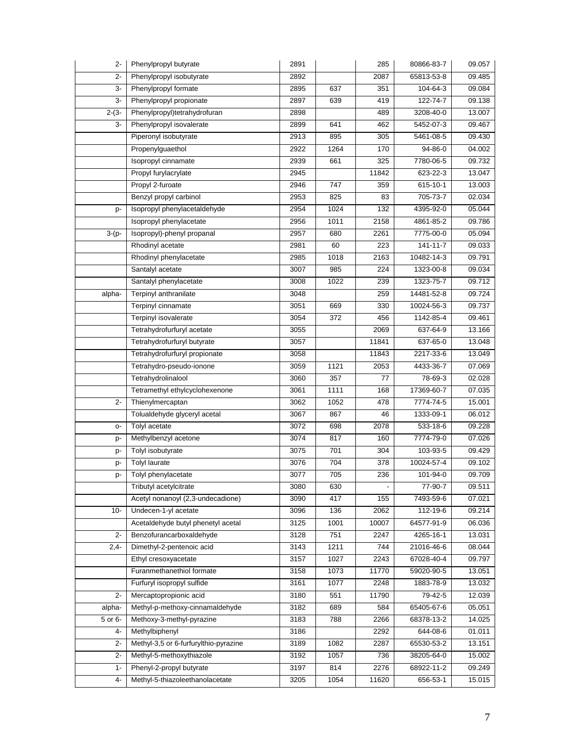| | | | | | | |
|---|---|---|---|---|---|---|
| 2- | Phenylpropyl butyrate | 2891 | | 285 | 80866-83-7 | 09.057 |
| 2- | Phenylpropyl isobutyrate | 2892 | | 2087 | 65813-53-8 | 09.485 |
| 3- | Phenylpropyl formate | 2895 | 637 | 351 | 104-64-3 | 09.084 |
| 3- | Phenylpropyl propionate | 2897 | 639 | 419 | 122-74-7 | 09.138 |
| 2-(3- | Phenylpropyl)tetrahydrofuran | 2898 | | 489 | 3208-40-0 | 13.007 |
| 3- | Phenylpropyl isovalerate | 2899 | 641 | 462 | 5452-07-3 | 09.467 |
| | Piperonyl isobutyrate | 2913 | 895 | 305 | 5461-08-5 | 09.430 |
| | Propenylguaethol | 2922 | 1264 | 170 | 94-86-0 | 04.002 |
| | Isopropyl cinnamate | 2939 | 661 | 325 | 7780-06-5 | 09.732 |
| | Propyl furylacrylate | 2945 | | 11842 | 623-22-3 | 13.047 |
| | Propyl 2-furoate | 2946 | 747 | 359 | 615-10-1 | 13.003 |
| | Benzyl propyl carbinol | 2953 | 825 | 83 | 705-73-7 | 02.034 |
| p- | Isopropyl phenylacetaldehyde | 2954 | 1024 | 132 | 4395-92-0 | 05.044 |
| | Isopropyl phenylacetate | 2956 | 1011 | 2158 | 4861-85-2 | 09.786 |
| 3-(p- | Isopropyl)-phenyl propanal | 2957 | 680 | 2261 | 7775-00-0 | 05.094 |
| | Rhodinyl acetate | 2981 | 60 | 223 | 141-11-7 | 09.033 |
| | Rhodinyl phenylacetate | 2985 | 1018 | 2163 | 10482-14-3 | 09.791 |
| | Santalyl acetate | 3007 | 985 | 224 | 1323-00-8 | 09.034 |
| | Santalyl phenylacetate | 3008 | 1022 | 239 | 1323-75-7 | 09.712 |
| alpha- | Terpinyl anthranilate | 3048 | | 259 | 14481-52-8 | 09.724 |
| | Terpinyl cinnamate | 3051 | 669 | 330 | 10024-56-3 | 09.737 |
| | Terpinyl isovalerate | 3054 | 372 | 456 | 1142-85-4 | 09.461 |
| | Tetrahydrofurfuryl acetate | 3055 | | 2069 | 637-64-9 | 13.166 |
| | Tetrahydrofurfuryl butyrate | 3057 | | 11841 | 637-65-0 | 13.048 |
| | Tetrahydrofurfuryl propionate | 3058 | | 11843 | 2217-33-6 | 13.049 |
| | Tetrahydro-pseudo-ionone | 3059 | 1121 | 2053 | 4433-36-7 | 07.069 |
| | Tetrahydrolinalool | 3060 | 357 | 77 | 78-69-3 | 02.028 |
| | Tetramethyl ethylcyclohexenone | 3061 | 1111 | 168 | 17369-60-7 | 07.035 |
| 2- | Thienylmercaptan | 3062 | 1052 | 478 | 7774-74-5 | 15.001 |
| | Tolualdehyde glyceryl acetal | 3067 | 867 | 46 | 1333-09-1 | 06.012 |
| o- | Tolyl acetate | 3072 | 698 | 2078 | 533-18-6 | 09.228 |
| p- | Methylbenzyl acetone | 3074 | 817 | 160 | 7774-79-0 | 07.026 |
| p- | Tolyl isobutyrate | 3075 | 701 | 304 | 103-93-5 | 09.429 |
| p- | Tolyl laurate | 3076 | 704 | 378 | 10024-57-4 | 09.102 |
| p- | Tolyl phenylacetate | 3077 | 705 | 236 | 101-94-0 | 09.709 |
| | Tributyl acetylcitrate | 3080 | 630 | - | 77-90-7 | 09.511 |
| | Acetyl nonanoyl (2,3-undecadione) | 3090 | 417 | 155 | 7493-59-6 | 07.021 |
| 10- | Undecen-1-yl acetate | 3096 | 136 | 2062 | 112-19-6 | 09.214 |
| | Acetaldehyde butyl phenetyl acetal | 3125 | 1001 | 10007 | 64577-91-9 | 06.036 |
| 2- | Benzofurancarboxaldehyde | 3128 | 751 | 2247 | 4265-16-1 | 13.031 |
| 2,4- | Dimethyl-2-pentenoic acid | 3143 | 1211 | 744 | 21016-46-6 | 08.044 |
| | Ethyl cresoxyacetate | 3157 | 1027 | 2243 | 67028-40-4 | 09.797 |
| | Furanmethanethiol formate | 3158 | 1073 | 11770 | 59020-90-5 | 13.051 |
| | Furfuryl isopropyl sulfide | 3161 | 1077 | 2248 | 1883-78-9 | 13.032 |
| 2- | Mercaptopropionic acid | 3180 | 551 | 11790 | 79-42-5 | 12.039 |
| alpha- | Methyl-p-methoxy-cinnamaldehyde | 3182 | 689 | 584 | 65405-67-6 | 05.051 |
| 5 or 6- | Methoxy-3-methyl-pyrazine | 3183 | 788 | 2266 | 68378-13-2 | 14.025 |
| 4- | Methylbiphenyl | 3186 | | 2292 | 644-08-6 | 01.011 |
| 2- | Methyl-3,5 or 6-furfurylthio-pyrazine | 3189 | 1082 | 2287 | 65530-53-2 | 13.151 |
| 2- | Methyl-5-methoxythiazole | 3192 | 1057 | 736 | 38205-64-0 | 15.002 |
| 1- | Phenyl-2-propyl butyrate | 3197 | 814 | 2276 | 68922-11-2 | 09.249 |
| 4- | Methyl-5-thiazoleethanolacetate | 3205 | 1054 | 11620 | 656-53-1 | 15.015 |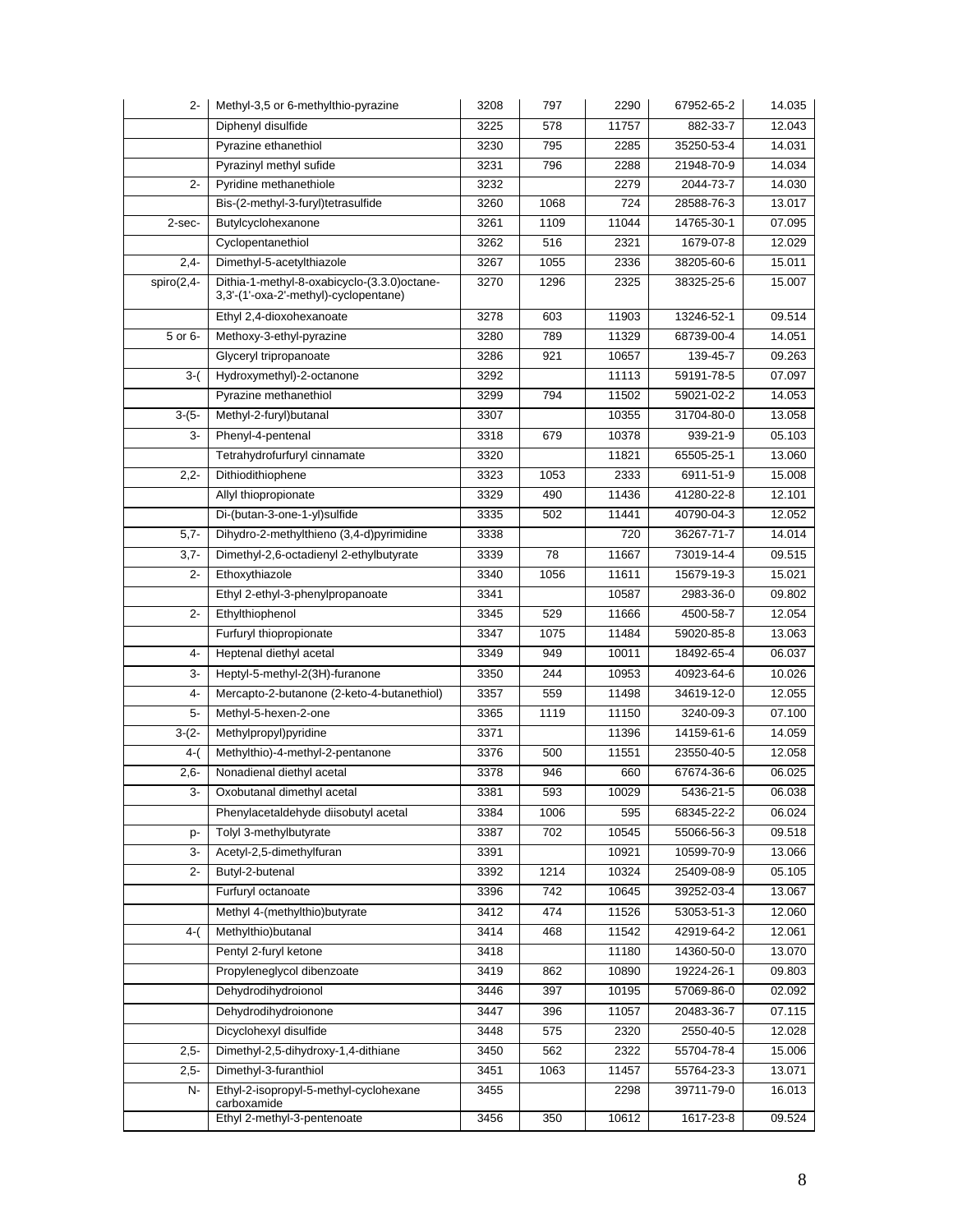| | | | | | | |
|---|---|---|---|---|---|---|
| 2- | Methyl-3,5 or 6-methylthio-pyrazine | 3208 | 797 | 2290 | 67952-65-2 | 14.035 |
| | Diphenyl disulfide | 3225 | 578 | 11757 | 882-33-7 | 12.043 |
| | Pyrazine ethanethiol | 3230 | 795 | 2285 | 35250-53-4 | 14.031 |
| | Pyrazinyl methyl sufide | 3231 | 796 | 2288 | 21948-70-9 | 14.034 |
| 2- | Pyridine methanethiole | 3232 | | 2279 | 2044-73-7 | 14.030 |
| | Bis-(2-methyl-3-furyl)tetrasulfide | 3260 | 1068 | 724 | 28588-76-3 | 13.017 |
| 2-sec- | Butylcyclohexanone | 3261 | 1109 | 11044 | 14765-30-1 | 07.095 |
| | Cyclopentanethiol | 3262 | 516 | 2321 | 1679-07-8 | 12.029 |
| 2,4- | Dimethyl-5-acetylthiazole | 3267 | 1055 | 2336 | 38205-60-6 | 15.011 |
| spiro(2,4- | Dithia-1-methyl-8-oxabicyclo-(3.3.0)octane-3,3'-(1'-oxa-2'-methyl)-cyclopentane) | 3270 | 1296 | 2325 | 38325-25-6 | 15.007 |
| | Ethyl 2,4-dioxohexanoate | 3278 | 603 | 11903 | 13246-52-1 | 09.514 |
| 5 or 6- | Methoxy-3-ethyl-pyrazine | 3280 | 789 | 11329 | 68739-00-4 | 14.051 |
| | Glyceryl tripropanoate | 3286 | 921 | 10657 | 139-45-7 | 09.263 |
| 3-( | Hydroxymethyl)-2-octanone | 3292 | | 11113 | 59191-78-5 | 07.097 |
| | Pyrazine methanethiol | 3299 | 794 | 11502 | 59021-02-2 | 14.053 |
| 3-(5- | Methyl-2-furyl)butanal | 3307 | | 10355 | 31704-80-0 | 13.058 |
| 3- | Phenyl-4-pentenal | 3318 | 679 | 10378 | 939-21-9 | 05.103 |
| | Tetrahydrofurfuryl cinnamate | 3320 | | 11821 | 65505-25-1 | 13.060 |
| 2,2- | Dithiodithiophene | 3323 | 1053 | 2333 | 6911-51-9 | 15.008 |
| | Allyl thiopropionate | 3329 | 490 | 11436 | 41280-22-8 | 12.101 |
| | Di-(butan-3-one-1-yl)sulfide | 3335 | 502 | 11441 | 40790-04-3 | 12.052 |
| 5,7- | Dihydro-2-methylthieno (3,4-d)pyrimidine | 3338 | | 720 | 36267-71-7 | 14.014 |
| 3,7- | Dimethyl-2,6-octadienyl 2-ethylbutyrate | 3339 | 78 | 11667 | 73019-14-4 | 09.515 |
| 2- | Ethoxythiazole | 3340 | 1056 | 11611 | 15679-19-3 | 15.021 |
| | Ethyl 2-ethyl-3-phenylpropanoate | 3341 | | 10587 | 2983-36-0 | 09.802 |
| 2- | Ethylthiophenol | 3345 | 529 | 11666 | 4500-58-7 | 12.054 |
| | Furfuryl thiopropionate | 3347 | 1075 | 11484 | 59020-85-8 | 13.063 |
| 4- | Heptenal diethyl acetal | 3349 | 949 | 10011 | 18492-65-4 | 06.037 |
| 3- | Heptyl-5-methyl-2(3H)-furanone | 3350 | 244 | 10953 | 40923-64-6 | 10.026 |
| 4- | Mercapto-2-butanone (2-keto-4-butanethiol) | 3357 | 559 | 11498 | 34619-12-0 | 12.055 |
| 5- | Methyl-5-hexen-2-one | 3365 | 1119 | 11150 | 3240-09-3 | 07.100 |
| 3-(2- | Methylpropyl)pyridine | 3371 | | 11396 | 14159-61-6 | 14.059 |
| 4-( | Methylthio)-4-methyl-2-pentanone | 3376 | 500 | 11551 | 23550-40-5 | 12.058 |
| 2,6- | Nonadienal diethyl acetal | 3378 | 946 | 660 | 67674-36-6 | 06.025 |
| 3- | Oxobutanal dimethyl acetal | 3381 | 593 | 10029 | 5436-21-5 | 06.038 |
| | Phenylacetaldehyde diisobutyl acetal | 3384 | 1006 | 595 | 68345-22-2 | 06.024 |
| p- | Tolyl 3-methylbutyrate | 3387 | 702 | 10545 | 55066-56-3 | 09.518 |
| 3- | Acetyl-2,5-dimethylfuran | 3391 | | 10921 | 10599-70-9 | 13.066 |
| 2- | Butyl-2-butenal | 3392 | 1214 | 10324 | 25409-08-9 | 05.105 |
| | Furfuryl octanoate | 3396 | 742 | 10645 | 39252-03-4 | 13.067 |
| | Methyl 4-(methylthio)butyrate | 3412 | 474 | 11526 | 53053-51-3 | 12.060 |
| 4-( | Methylthio)butanal | 3414 | 468 | 11542 | 42919-64-2 | 12.061 |
| | Pentyl 2-furyl ketone | 3418 | | 11180 | 14360-50-0 | 13.070 |
| | Propyleneglycol dibenzoate | 3419 | 862 | 10890 | 19224-26-1 | 09.803 |
| | Dehydrodihydroionol | 3446 | 397 | 10195 | 57069-86-0 | 02.092 |
| | Dehydrodihydroionone | 3447 | 396 | 11057 | 20483-36-7 | 07.115 |
| | Dicyclohexyl disulfide | 3448 | 575 | 2320 | 2550-40-5 | 12.028 |
| 2,5- | Dimethyl-2,5-dihydroxy-1,4-dithiane | 3450 | 562 | 2322 | 55704-78-4 | 15.006 |
| 2,5- | Dimethyl-3-furanthiol | 3451 | 1063 | 11457 | 55764-23-3 | 13.071 |
| N- | Ethyl-2-isopropyl-5-methyl-cyclohexane carboxamide | 3455 | | 2298 | 39711-79-0 | 16.013 |
| | Ethyl 2-methyl-3-pentenoate | 3456 | 350 | 10612 | 1617-23-8 | 09.524 |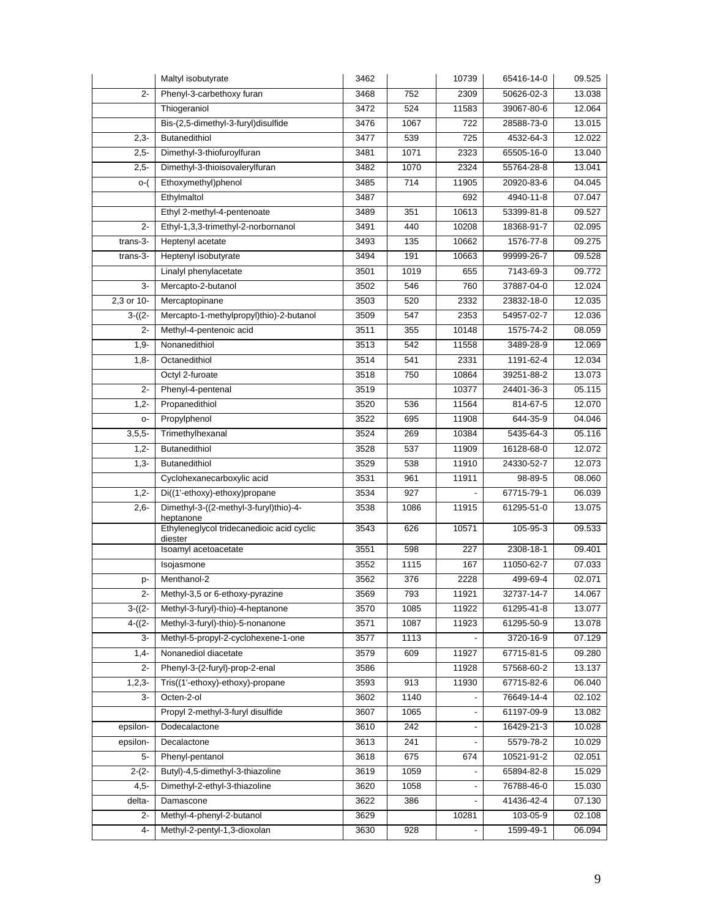|  |  |  |  |  |  |  |
|---|---|---|---|---|---|---|
|  | Maltyl isobutyrate | 3462 |  | 10739 | 65416-14-0 | 09.525 |
| 2- | Phenyl-3-carbethoxy furan | 3468 | 752 | 2309 | 50626-02-3 | 13.038 |
|  | Thiogeraniol | 3472 | 524 | 11583 | 39067-80-6 | 12.064 |
|  | Bis-(2,5-dimethyl-3-furyl)disulfide | 3476 | 1067 | 722 | 28588-73-0 | 13.015 |
| 2,3- | Butanedithiol | 3477 | 539 | 725 | 4532-64-3 | 12.022 |
| 2,5- | Dimethyl-3-thiofuroylfuran | 3481 | 1071 | 2323 | 65505-16-0 | 13.040 |
| 2,5- | Dimethyl-3-thioisovalerylfuran | 3482 | 1070 | 2324 | 55764-28-8 | 13.041 |
| o-( | Ethoxymethyl)phenol | 3485 | 714 | 11905 | 20920-83-6 | 04.045 |
|  | Ethylmaltol | 3487 |  | 692 | 4940-11-8 | 07.047 |
|  | Ethyl 2-methyl-4-pentenoate | 3489 | 351 | 10613 | 53399-81-8 | 09.527 |
| 2- | Ethyl-1,3,3-trimethyl-2-norbornanol | 3491 | 440 | 10208 | 18368-91-7 | 02.095 |
| trans-3- | Heptenyl acetate | 3493 | 135 | 10662 | 1576-77-8 | 09.275 |
| trans-3- | Heptenyl isobutyrate | 3494 | 191 | 10663 | 99999-26-7 | 09.528 |
|  | Linalyl phenylacetate | 3501 | 1019 | 655 | 7143-69-3 | 09.772 |
| 3- | Mercapto-2-butanol | 3502 | 546 | 760 | 37887-04-0 | 12.024 |
| 2,3 or 10- | Mercaptopinane | 3503 | 520 | 2332 | 23832-18-0 | 12.035 |
| 3-((2- | Mercapto-1-methylpropyl)thio)-2-butanol | 3509 | 547 | 2353 | 54957-02-7 | 12.036 |
| 2- | Methyl-4-pentenoic acid | 3511 | 355 | 10148 | 1575-74-2 | 08.059 |
| 1,9- | Nonanedithiol | 3513 | 542 | 11558 | 3489-28-9 | 12.069 |
| 1,8- | Octanedithiol | 3514 | 541 | 2331 | 1191-62-4 | 12.034 |
|  | Octyl 2-furoate | 3518 | 750 | 10864 | 39251-88-2 | 13.073 |
| 2- | Phenyl-4-pentenal | 3519 |  | 10377 | 24401-36-3 | 05.115 |
| 1,2- | Propanedithiol | 3520 | 536 | 11564 | 814-67-5 | 12.070 |
| o- | Propylphenol | 3522 | 695 | 11908 | 644-35-9 | 04.046 |
| 3,5,5- | Trimethylhexanal | 3524 | 269 | 10384 | 5435-64-3 | 05.116 |
| 1,2- | Butanedithiol | 3528 | 537 | 11909 | 16128-68-0 | 12.072 |
| 1,3- | Butanedithiol | 3529 | 538 | 11910 | 24330-52-7 | 12.073 |
|  | Cyclohexanecarboxylic acid | 3531 | 961 | 11911 | 98-89-5 | 08.060 |
| 1,2- | Di((1'-ethoxy)-ethoxy)propane | 3534 | 927 | - | 67715-79-1 | 06.039 |
| 2,6- | Dimethyl-3-((2-methyl-3-furyl)thio)-4-heptanone | 3538 | 1086 | 11915 | 61295-51-0 | 13.075 |
|  | Ethyleneglycol tridecanedioic acid cyclic diester | 3543 | 626 | 10571 | 105-95-3 | 09.533 |
|  | Isoamyl acetoacetate | 3551 | 598 | 227 | 2308-18-1 | 09.401 |
|  | Isojasmone | 3552 | 1115 | 167 | 11050-62-7 | 07.033 |
| p- | Menthanol-2 | 3562 | 376 | 2228 | 499-69-4 | 02.071 |
| 2- | Methyl-3,5 or 6-ethoxy-pyrazine | 3569 | 793 | 11921 | 32737-14-7 | 14.067 |
| 3-((2- | Methyl-3-furyl)-thio)-4-heptanone | 3570 | 1085 | 11922 | 61295-41-8 | 13.077 |
| 4-((2- | Methyl-3-furyl)-thio)-5-nonanone | 3571 | 1087 | 11923 | 61295-50-9 | 13.078 |
| 3- | Methyl-5-propyl-2-cyclohexene-1-one | 3577 | 1113 | - | 3720-16-9 | 07.129 |
| 1,4- | Nonanediol diacetate | 3579 | 609 | 11927 | 67715-81-5 | 09.280 |
| 2- | Phenyl-3-(2-furyl)-prop-2-enal | 3586 |  | 11928 | 57568-60-2 | 13.137 |
| 1,2,3- | Tris((1'-ethoxy)-ethoxy)-propane | 3593 | 913 | 11930 | 67715-82-6 | 06.040 |
| 3- | Octen-2-ol | 3602 | 1140 | - | 76649-14-4 | 02.102 |
|  | Propyl 2-methyl-3-furyl disulfide | 3607 | 1065 | - | 61197-09-9 | 13.082 |
| epsilon- | Dodecalactone | 3610 | 242 | - | 16429-21-3 | 10.028 |
| epsilon- | Decalactone | 3613 | 241 | - | 5579-78-2 | 10.029 |
| 5- | Phenyl-pentanol | 3618 | 675 | 674 | 10521-91-2 | 02.051 |
| 2-(2- | Butyl)-4,5-dimethyl-3-thiazoline | 3619 | 1059 | - | 65894-82-8 | 15.029 |
| 4,5- | Dimethyl-2-ethyl-3-thiazoline | 3620 | 1058 | - | 76788-46-0 | 15.030 |
| delta- | Damascone | 3622 | 386 | - | 41436-42-4 | 07.130 |
| 2- | Methyl-4-phenyl-2-butanol | 3629 |  | 10281 | 103-05-9 | 02.108 |
| 4- | Methyl-2-pentyl-1,3-dioxolan | 3630 | 928 | - | 1599-49-1 | 06.094 |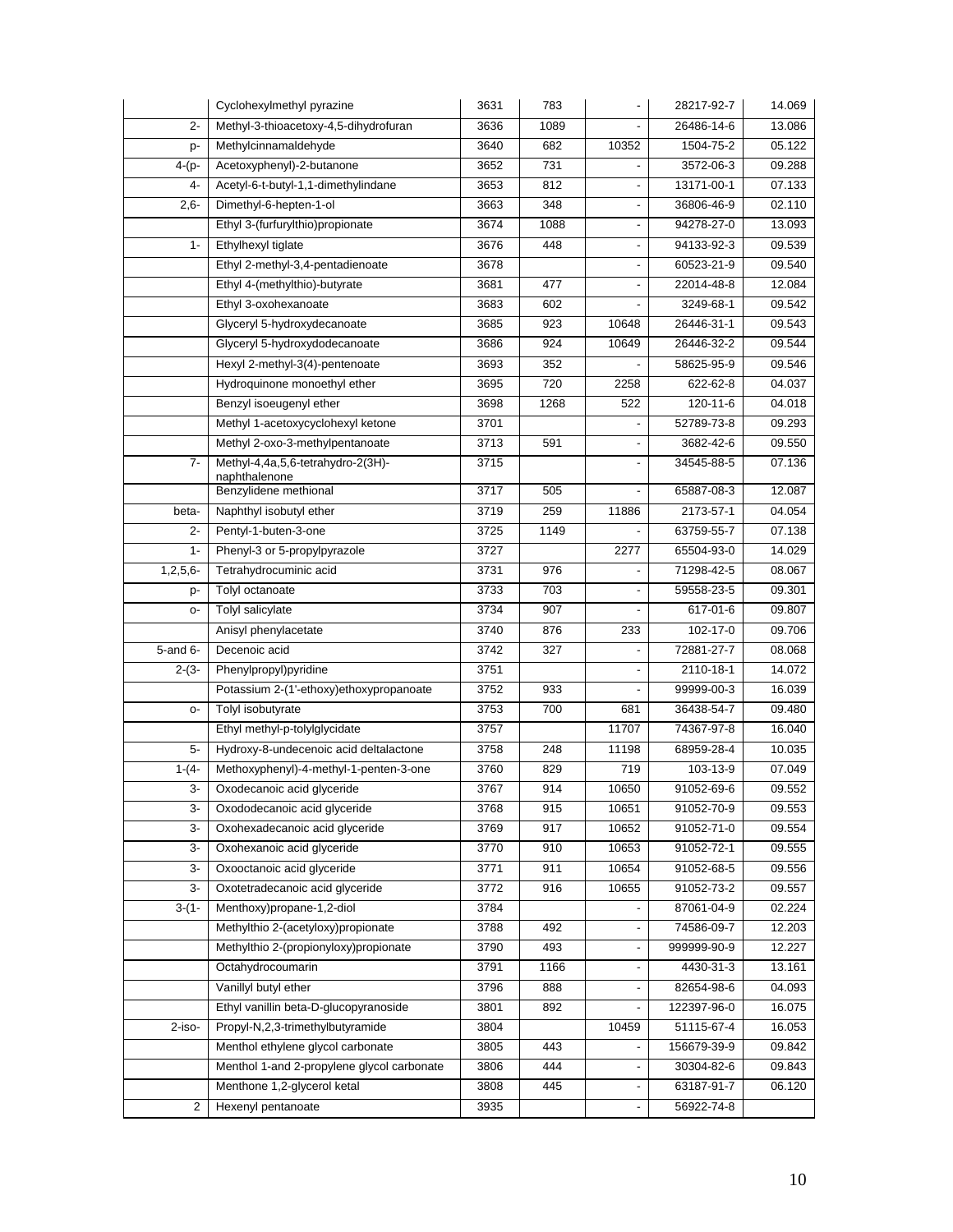|  |  |  |  |  |  |  |
|---|---|---|---|---|---|---|
|  | Cyclohexylmethyl pyrazine | 3631 | 783 | - | 28217-92-7 | 14.069 |
| 2- | Methyl-3-thioacetoxy-4,5-dihydrofuran | 3636 | 1089 | - | 26486-14-6 | 13.086 |
| p- | Methylcinnamaldehyde | 3640 | 682 | 10352 | 1504-75-2 | 05.122 |
| 4-(p- | Acetoxyphenyl)-2-butanone | 3652 | 731 | - | 3572-06-3 | 09.288 |
| 4- | Acetyl-6-t-butyl-1,1-dimethylindane | 3653 | 812 | - | 13171-00-1 | 07.133 |
| 2,6- | Dimethyl-6-hepten-1-ol | 3663 | 348 | - | 36806-46-9 | 02.110 |
|  | Ethyl 3-(furfurylthio)propionate | 3674 | 1088 | - | 94278-27-0 | 13.093 |
| 1- | Ethylhexyl tiglate | 3676 | 448 | - | 94133-92-3 | 09.539 |
|  | Ethyl 2-methyl-3,4-pentadienoate | 3678 |  | - | 60523-21-9 | 09.540 |
|  | Ethyl 4-(methylthio)-butyrate | 3681 | 477 | - | 22014-48-8 | 12.084 |
|  | Ethyl 3-oxohexanoate | 3683 | 602 | - | 3249-68-1 | 09.542 |
|  | Glyceryl 5-hydroxydecanoate | 3685 | 923 | 10648 | 26446-31-1 | 09.543 |
|  | Glyceryl 5-hydroxydodecanoate | 3686 | 924 | 10649 | 26446-32-2 | 09.544 |
|  | Hexyl 2-methyl-3(4)-pentenoate | 3693 | 352 | - | 58625-95-9 | 09.546 |
|  | Hydroquinone monoethyl ether | 3695 | 720 | 2258 | 622-62-8 | 04.037 |
|  | Benzyl isoeugenyl ether | 3698 | 1268 | 522 | 120-11-6 | 04.018 |
|  | Methyl 1-acetoxycyclohexyl ketone | 3701 |  | - | 52789-73-8 | 09.293 |
|  | Methyl 2-oxo-3-methylpentanoate | 3713 | 591 | - | 3682-42-6 | 09.550 |
| 7- | Methyl-4,4a,5,6-tetrahydro-2(3H)-naphthalenone | 3715 |  | - | 34545-88-5 | 07.136 |
|  | Benzylidene methional | 3717 | 505 | - | 65887-08-3 | 12.087 |
| beta- | Naphthyl isobutyl ether | 3719 | 259 | 11886 | 2173-57-1 | 04.054 |
| 2- | Pentyl-1-buten-3-one | 3725 | 1149 | - | 63759-55-7 | 07.138 |
| 1- | Phenyl-3 or 5-propylpyrazole | 3727 |  | 2277 | 65504-93-0 | 14.029 |
| 1,2,5,6- | Tetrahydrocuminic acid | 3731 | 976 | - | 71298-42-5 | 08.067 |
| p- | Tolyl octanoate | 3733 | 703 | - | 59558-23-5 | 09.301 |
| o- | Tolyl salicylate | 3734 | 907 | - | 617-01-6 | 09.807 |
|  | Anisyl phenylacetate | 3740 | 876 | 233 | 102-17-0 | 09.706 |
| 5-and 6- | Decenoic acid | 3742 | 327 | - | 72881-27-7 | 08.068 |
| 2-(3- | Phenylpropyl)pyridine | 3751 |  | - | 2110-18-1 | 14.072 |
|  | Potassium 2-(1'-ethoxy)ethoxypropanoate | 3752 | 933 | - | 99999-00-3 | 16.039 |
| o- | Tolyl isobutyrate | 3753 | 700 | 681 | 36438-54-7 | 09.480 |
|  | Ethyl methyl-p-tolylglycidate | 3757 |  | 11707 | 74367-97-8 | 16.040 |
| 5- | Hydroxy-8-undecenoic acid deltalactone | 3758 | 248 | 11198 | 68959-28-4 | 10.035 |
| 1-(4- | Methoxyphenyl)-4-methyl-1-penten-3-one | 3760 | 829 | 719 | 103-13-9 | 07.049 |
| 3- | Oxodecanoic acid glyceride | 3767 | 914 | 10650 | 91052-69-6 | 09.552 |
| 3- | Oxododecanoic acid glyceride | 3768 | 915 | 10651 | 91052-70-9 | 09.553 |
| 3- | Oxohexadecanoic acid glyceride | 3769 | 917 | 10652 | 91052-71-0 | 09.554 |
| 3- | Oxohexanoic acid glyceride | 3770 | 910 | 10653 | 91052-72-1 | 09.555 |
| 3- | Oxooctanoic acid glyceride | 3771 | 911 | 10654 | 91052-68-5 | 09.556 |
| 3- | Oxotetradecanoic acid glyceride | 3772 | 916 | 10655 | 91052-73-2 | 09.557 |
| 3-(1- | Menthoxy)propane-1,2-diol | 3784 |  | - | 87061-04-9 | 02.224 |
|  | Methylthio 2-(acetyloxy)propionate | 3788 | 492 | - | 74586-09-7 | 12.203 |
|  | Methylthio 2-(propionyloxy)propionate | 3790 | 493 | - | 999999-90-9 | 12.227 |
|  | Octahydrocoumarin | 3791 | 1166 | - | 4430-31-3 | 13.161 |
|  | Vanillyl butyl ether | 3796 | 888 | - | 82654-98-6 | 04.093 |
|  | Ethyl vanillin beta-D-glucopyranoside | 3801 | 892 | - | 122397-96-0 | 16.075 |
| 2-iso- | Propyl-N,2,3-trimethylbutyramide | 3804 |  | 10459 | 51115-67-4 | 16.053 |
|  | Menthol ethylene glycol carbonate | 3805 | 443 | - | 156679-39-9 | 09.842 |
|  | Menthol 1-and 2-propylene glycol carbonate | 3806 | 444 | - | 30304-82-6 | 09.843 |
|  | Menthone 1,2-glycerol ketal | 3808 | 445 | - | 63187-91-7 | 06.120 |
| 2 | Hexenyl pentanoate | 3935 |  | - | 56922-74-8 |  |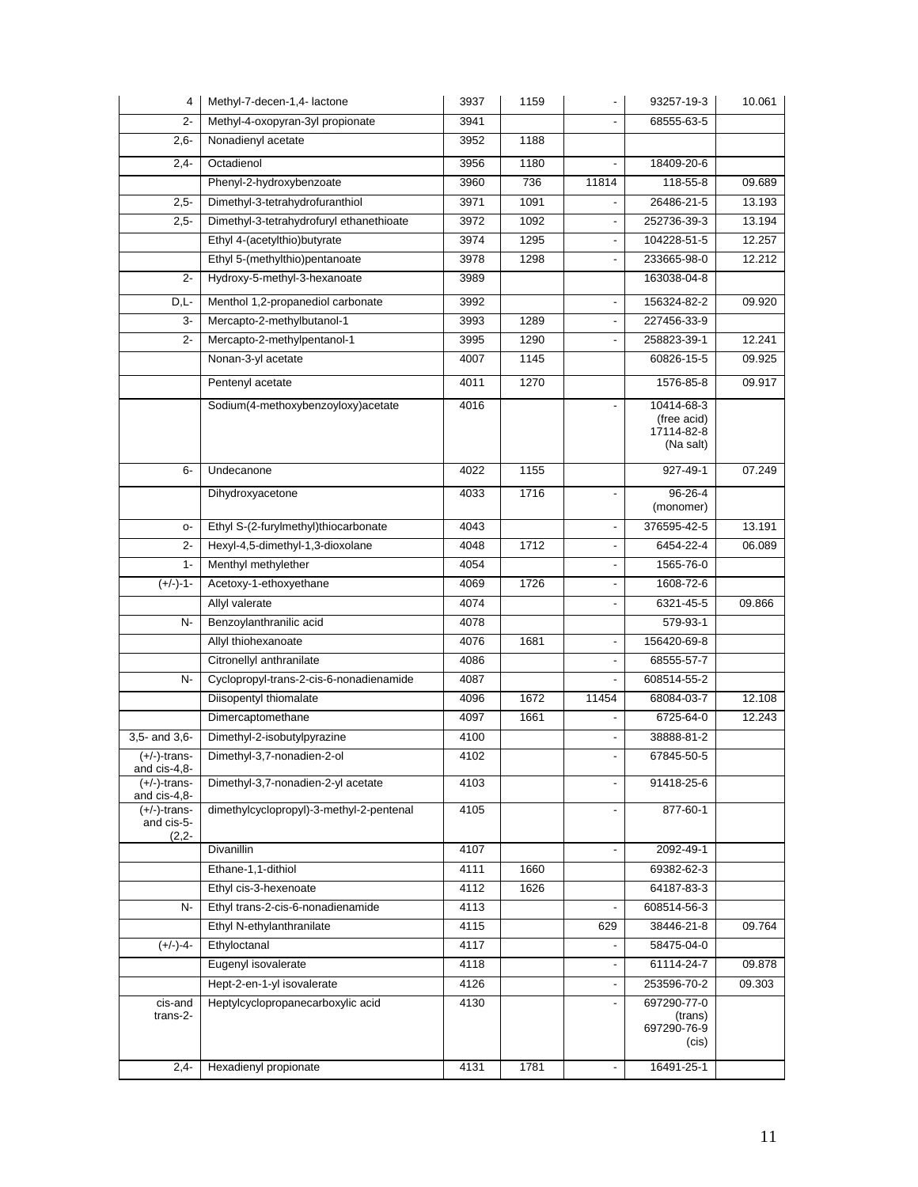| | | | | | | |
|---|---|---|---|---|---|---|
| 4 | Methyl-7-decen-1,4- lactone | 3937 | 1159 | - | 93257-19-3 | 10.061 |
| 2- | Methyl-4-oxopyran-3yl propionate | 3941 | | - | 68555-63-5 | |
| 2,6- | Nonadienyl acetate | 3952 | 1188 | | | |
| 2,4- | Octadienol | 3956 | 1180 | - | 18409-20-6 | |
| | Phenyl-2-hydroxybenzoate | 3960 | 736 | 11814 | 118-55-8 | 09.689 |
| 2,5- | Dimethyl-3-tetrahydrofuranthiol | 3971 | 1091 | - | 26486-21-5 | 13.193 |
| 2,5- | Dimethyl-3-tetrahydrofuryl ethanethioate | 3972 | 1092 | - | 252736-39-3 | 13.194 |
| | Ethyl 4-(acetylthio)butyrate | 3974 | 1295 | - | 104228-51-5 | 12.257 |
| | Ethyl 5-(methylthio)pentanoate | 3978 | 1298 | - | 233665-98-0 | 12.212 |
| 2- | Hydroxy-5-methyl-3-hexanoate | 3989 | | | 163038-04-8 | |
| D,L- | Menthol 1,2-propanediol carbonate | 3992 | | - | 156324-82-2 | 09.920 |
| 3- | Mercapto-2-methylbutanol-1 | 3993 | 1289 | - | 227456-33-9 | |
| 2- | Mercapto-2-methylpentanol-1 | 3995 | 1290 | - | 258823-39-1 | 12.241 |
| | Nonan-3-yl acetate | 4007 | 1145 | | 60826-15-5 | 09.925 |
| | Pentenyl acetate | 4011 | 1270 | | 1576-85-8 | 09.917 |
| | Sodium(4-methoxybenzoyloxy)acetate | 4016 | | - | 10414-68-3 (free acid) 17114-82-8 (Na salt) | |
| 6- | Undecanone | 4022 | 1155 | | 927-49-1 | 07.249 |
| | Dihydroxyacetone | 4033 | 1716 | - | 96-26-4 (monomer) | |
| o- | Ethyl S-(2-furylmethyl)thiocarbonate | 4043 | | - | 376595-42-5 | 13.191 |
| 2- | Hexyl-4,5-dimethyl-1,3-dioxolane | 4048 | 1712 | - | 6454-22-4 | 06.089 |
| 1- | Menthyl methylether | 4054 | | - | 1565-76-0 | |
| (+/-)-1- | Acetoxy-1-ethoxyethane | 4069 | 1726 | - | 1608-72-6 | |
| | Allyl valerate | 4074 | | - | 6321-45-5 | 09.866 |
| N- | Benzoylanthranilic acid | 4078 | | | 579-93-1 | |
| | Allyl thiohexanoate | 4076 | 1681 | - | 156420-69-8 | |
| | Citronellyl anthranilate | 4086 | | - | 68555-57-7 | |
| N- | Cyclopropyl-trans-2-cis-6-nonadienamide | 4087 | | - | 608514-55-2 | |
| | Diisopentyl thiomalate | 4096 | 1672 | 11454 | 68084-03-7 | 12.108 |
| | Dimercaptomethane | 4097 | 1661 | - | 6725-64-0 | 12.243 |
| 3,5- and 3,6- | Dimethyl-2-isobutylpyrazine | 4100 | | - | 38888-81-2 | |
| (+/-)-trans- and cis-4,8- | Dimethyl-3,7-nonadien-2-ol | 4102 | | - | 67845-50-5 | |
| (+/-)-trans- and cis-4,8- | Dimethyl-3,7-nonadien-2-yl acetate | 4103 | | - | 91418-25-6 | |
| (+/-)-trans- and cis-5-(2,2- | dimethylcyclopropyl)-3-methyl-2-pentenal | 4105 | | - | 877-60-1 | |
| | Divanillin | 4107 | | - | 2092-49-1 | |
| | Ethane-1,1-dithiol | 4111 | 1660 | | 69382-62-3 | |
| | Ethyl cis-3-hexenoate | 4112 | 1626 | | 64187-83-3 | |
| N- | Ethyl trans-2-cis-6-nonadienamide | 4113 | | - | 608514-56-3 | |
| | Ethyl N-ethylanthranilate | 4115 | | 629 | 38446-21-8 | 09.764 |
| (+/-)-4- | Ethyloctanal | 4117 | | - | 58475-04-0 | |
| | Eugenyl isovalerate | 4118 | | - | 61114-24-7 | 09.878 |
| | Hept-2-en-1-yl isovalerate | 4126 | | - | 253596-70-2 | 09.303 |
| cis-and trans-2- | Heptylcyclopropanecarboxylic acid | 4130 | | - | 697290-77-0 (trans) 697290-76-9 (cis) | |
| 2,4- | Hexadienyl propionate | 4131 | 1781 | - | 16491-25-1 | |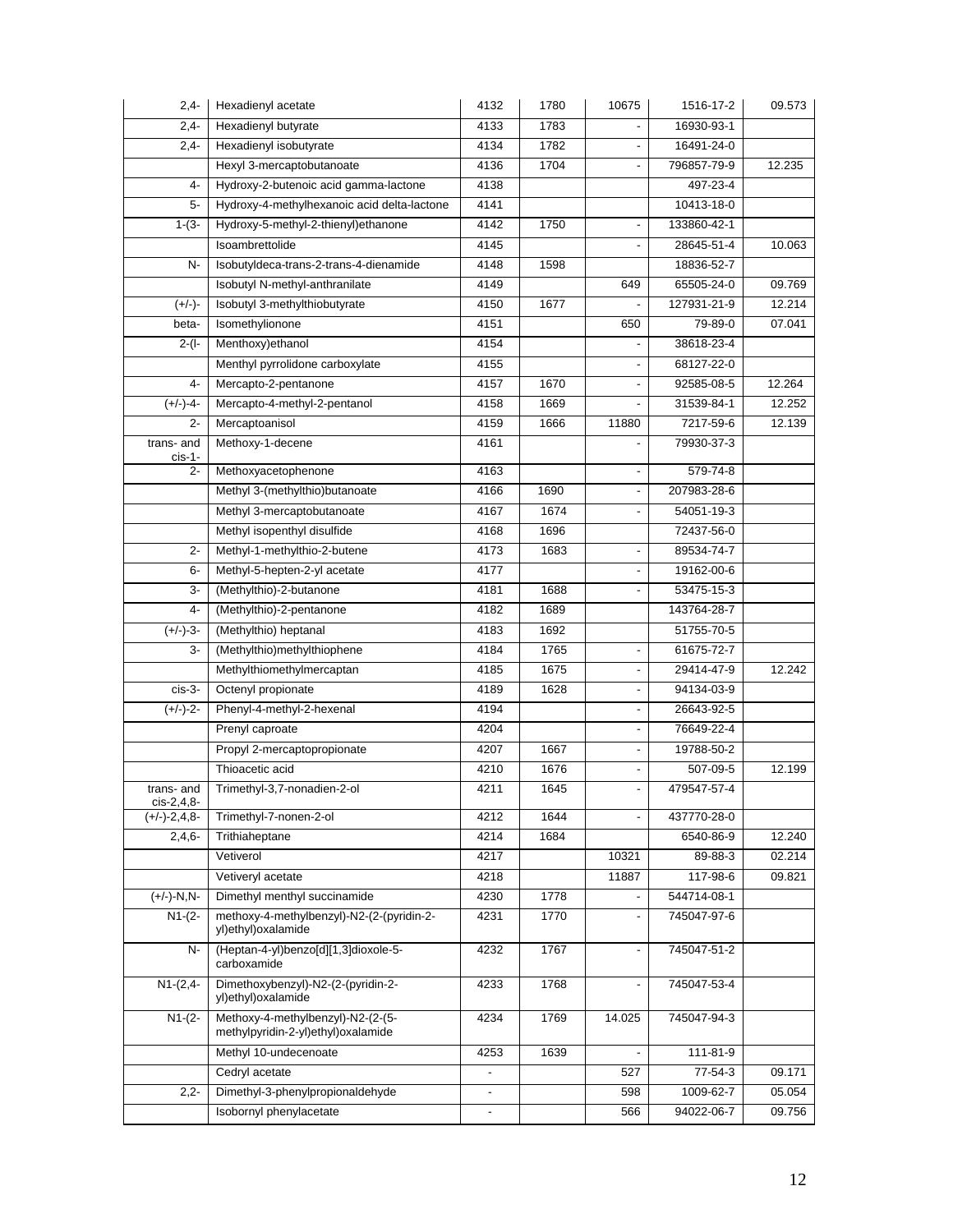| | | | | | | |
|---|---|---|---|---|---|---|
| 2,4- | Hexadienyl acetate | 4132 | 1780 | 10675 | 1516-17-2 | 09.573 |
| 2,4- | Hexadienyl butyrate | 4133 | 1783 | - | 16930-93-1 | |
| 2,4- | Hexadienyl isobutyrate | 4134 | 1782 | - | 16491-24-0 | |
| | Hexyl 3-mercaptobutanoate | 4136 | 1704 | - | 796857-79-9 | 12.235 |
| 4- | Hydroxy-2-butenoic acid gamma-lactone | 4138 | | | 497-23-4 | |
| 5- | Hydroxy-4-methylhexanoic acid delta-lactone | 4141 | | | 10413-18-0 | |
| 1-(3- | Hydroxy-5-methyl-2-thienyl)ethanone | 4142 | 1750 | - | 133860-42-1 | |
| | Isoambrettolide | 4145 | | - | 28645-51-4 | 10.063 |
| N- | Isobutyldeca-trans-2-trans-4-dienamide | 4148 | 1598 | | 18836-52-7 | |
| | Isobutyl N-methyl-anthranilate | 4149 | | 649 | 65505-24-0 | 09.769 |
| (+/-)- | Isobutyl 3-methylthiobutyrate | 4150 | 1677 | - | 127931-21-9 | 12.214 |
| beta- | Isomethylionone | 4151 | | 650 | 79-89-0 | 07.041 |
| 2-(l- | Menthoxy)ethanol | 4154 | | - | 38618-23-4 | |
| | Menthyl pyrrolidone carboxylate | 4155 | | - | 68127-22-0 | |
| 4- | Mercapto-2-pentanone | 4157 | 1670 | - | 92585-08-5 | 12.264 |
| (+/-)-4- | Mercapto-4-methyl-2-pentanol | 4158 | 1669 | - | 31539-84-1 | 12.252 |
| 2- | Mercaptoanisol | 4159 | 1666 | 11880 | 7217-59-6 | 12.139 |
| trans- and cis-1- | Methoxy-1-decene | 4161 | | - | 79930-37-3 | |
| 2- | Methoxyacetophenone | 4163 | | - | 579-74-8 | |
| | Methyl 3-(methylthio)butanoate | 4166 | 1690 | - | 207983-28-6 | |
| | Methyl 3-mercaptobutanoate | 4167 | 1674 | - | 54051-19-3 | |
| | Methyl isopenthyl disulfide | 4168 | 1696 | | 72437-56-0 | |
| 2- | Methyl-1-methylthio-2-butene | 4173 | 1683 | - | 89534-74-7 | |
| 6- | Methyl-5-hepten-2-yl acetate | 4177 | | - | 19162-00-6 | |
| 3- | (Methylthio)-2-butanone | 4181 | 1688 | - | 53475-15-3 | |
| 4- | (Methylthio)-2-pentanone | 4182 | 1689 | | 143764-28-7 | |
| (+/-)-3- | (Methylthio) heptanal | 4183 | 1692 | | 51755-70-5 | |
| 3- | (Methylthio)methylthiophene | 4184 | 1765 | - | 61675-72-7 | |
| | Methylthiomethylmercaptan | 4185 | 1675 | - | 29414-47-9 | 12.242 |
| cis-3- | Octenyl propionate | 4189 | 1628 | - | 94134-03-9 | |
| (+/-)-2- | Phenyl-4-methyl-2-hexenal | 4194 | | - | 26643-92-5 | |
| | Prenyl caproate | 4204 | | - | 76649-22-4 | |
| | Propyl 2-mercaptopropionate | 4207 | 1667 | - | 19788-50-2 | |
| | Thioacetic acid | 4210 | 1676 | - | 507-09-5 | 12.199 |
| trans- and cis-2,4,8- | Trimethyl-3,7-nonadien-2-ol | 4211 | 1645 | - | 479547-57-4 | |
| (+/-)-2,4,8- | Trimethyl-7-nonen-2-ol | 4212 | 1644 | - | 437770-28-0 | |
| 2,4,6- | Trithiaheptane | 4214 | 1684 | | 6540-86-9 | 12.240 |
| | Vetiverol | 4217 | | 10321 | 89-88-3 | 02.214 |
| | Vetiveryl acetate | 4218 | | 11887 | 117-98-6 | 09.821 |
| (+/-)-N,N- | Dimethyl menthyl succinamide | 4230 | 1778 | - | 544714-08-1 | |
| N1-(2- | methoxy-4-methylbenzyl)-N2-(2-(pyridin-2-yl)ethyl)oxalamide | 4231 | 1770 | - | 745047-97-6 | |
| N- | (Heptan-4-yl)benzo[d][1,3]dioxole-5-carboxamide | 4232 | 1767 | - | 745047-51-2 | |
| N1-(2,4- | Dimethoxybenzyl)-N2-(2-(pyridin-2-yl)ethyl)oxalamide | 4233 | 1768 | - | 745047-53-4 | |
| N1-(2- | Methoxy-4-methylbenzyl)-N2-(2-(5-methylpyridin-2-yl)ethyl)oxalamide | 4234 | 1769 | 14.025 | 745047-94-3 | |
| | Methyl 10-undecenoate | 4253 | 1639 | - | 111-81-9 | |
| | Cedryl acetate | - | | 527 | 77-54-3 | 09.171 |
| 2,2- | Dimethyl-3-phenylpropionaldehyde | - | | 598 | 1009-62-7 | 05.054 |
| | Isobornyl phenylacetate | - | | 566 | 94022-06-7 | 09.756 |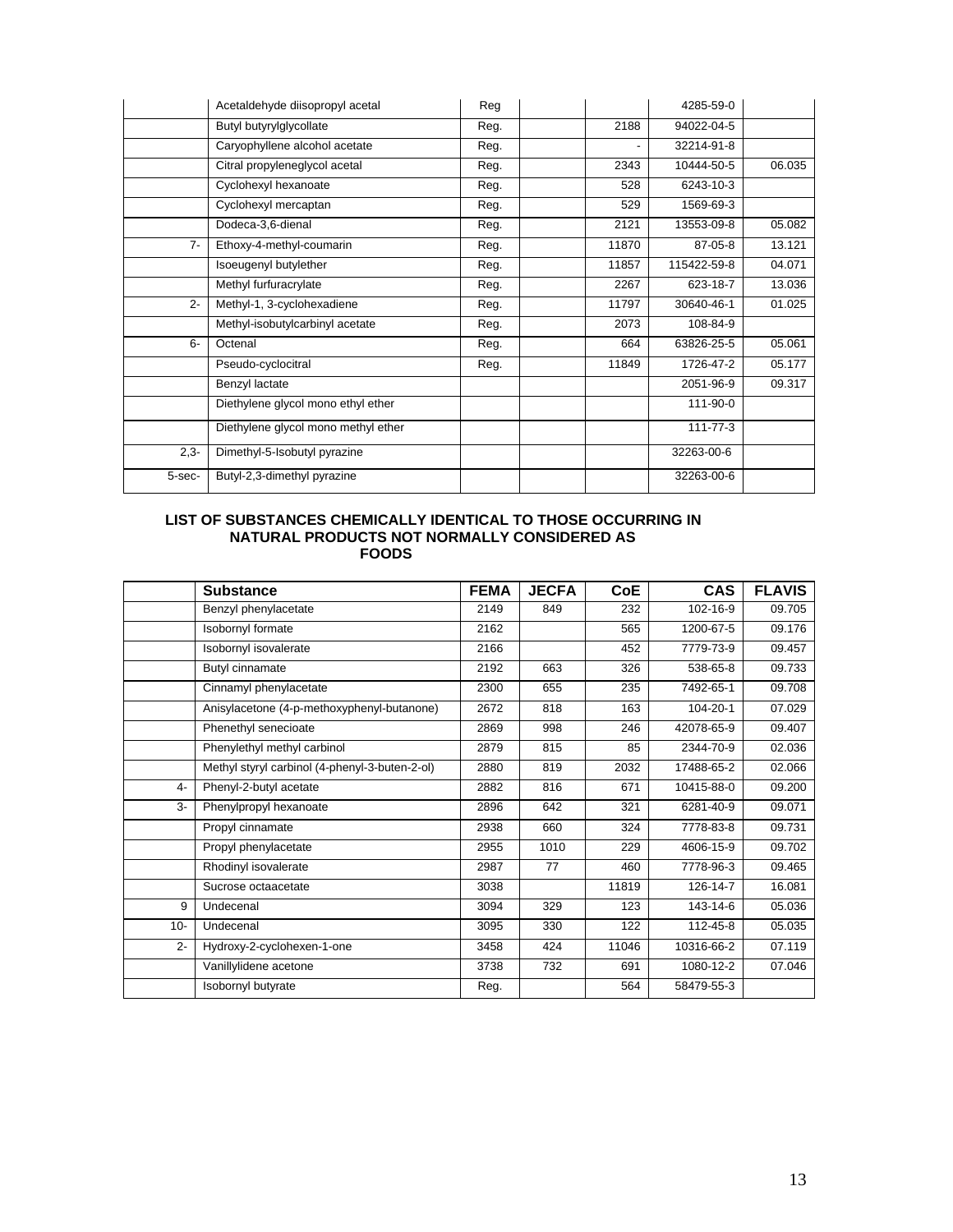| | | | | | | |
|---|---|---|---|---|---|---|
| | Acetaldehyde diisopropyl acetal | Reg | | | 4285-59-0 | |
| | Butyl butyrylglycollate | Reg. | | 2188 | 94022-04-5 | |
| | Caryophyllene alcohol acetate | Reg. | | - | 32214-91-8 | |
| | Citral propyleneglycol acetal | Reg. | | 2343 | 10444-50-5 | 06.035 |
| | Cyclohexyl hexanoate | Reg. | | 528 | 6243-10-3 | |
| | Cyclohexyl mercaptan | Reg. | | 529 | 1569-69-3 | |
| | Dodeca-3,6-dienal | Reg. | | 2121 | 13553-09-8 | 05.082 |
| 7- | Ethoxy-4-methyl-coumarin | Reg. | | 11870 | 87-05-8 | 13.121 |
| | Isoeugenyl butylether | Reg. | | 11857 | 115422-59-8 | 04.071 |
| | Methyl furfuracrylate | Reg. | | 2267 | 623-18-7 | 13.036 |
| 2- | Methyl-1, 3-cyclohexadiene | Reg. | | 11797 | 30640-46-1 | 01.025 |
| | Methyl-isobutylcarbinyl acetate | Reg. | | 2073 | 108-84-9 | |
| 6- | Octenal | Reg. | | 664 | 63826-25-5 | 05.061 |
| | Pseudo-cyclocitral | Reg. | | 11849 | 1726-47-2 | 05.177 |
| | Benzyl lactate | | | | 2051-96-9 | 09.317 |
| | Diethylene glycol mono ethyl ether | | | | 111-90-0 | |
| | Diethylene glycol mono methyl ether | | | | 111-77-3 | |
| 2,3- | Dimethyl-5-Isobutyl pyrazine | | | | 32263-00-6 | |
| 5-sec- | Butyl-2,3-dimethyl pyrazine | | | | 32263-00-6 | |

**LIST OF SUBSTANCES CHEMICALLY IDENTICAL TO THOSE OCCURRING IN NATURAL PRODUCTS NOT NORMALLY CONSIDERED AS FOODS**

| | Substance | FEMA | JECFA | CoE | CAS | FLAVIS |
|---|---|---|---|---|---|---|
| | Benzyl phenylacetate | 2149 | 849 | 232 | 102-16-9 | 09.705 |
| | Isobornyl formate | 2162 | | 565 | 1200-67-5 | 09.176 |
| | Isobornyl isovalerate | 2166 | | 452 | 7779-73-9 | 09.457 |
| | Butyl cinnamate | 2192 | 663 | 326 | 538-65-8 | 09.733 |
| | Cinnamyl phenylacetate | 2300 | 655 | 235 | 7492-65-1 | 09.708 |
| | Anisylacetone (4-p-methoxyphenyl-butanone) | 2672 | 818 | 163 | 104-20-1 | 07.029 |
| | Phenethyl senecioate | 2869 | 998 | 246 | 42078-65-9 | 09.407 |
| | Phenylethyl methyl carbinol | 2879 | 815 | 85 | 2344-70-9 | 02.036 |
| | Methyl styryl carbinol (4-phenyl-3-buten-2-ol) | 2880 | 819 | 2032 | 17488-65-2 | 02.066 |
| 4- | Phenyl-2-butyl acetate | 2882 | 816 | 671 | 10415-88-0 | 09.200 |
| 3- | Phenylpropyl hexanoate | 2896 | 642 | 321 | 6281-40-9 | 09.071 |
| | Propyl cinnamate | 2938 | 660 | 324 | 7778-83-8 | 09.731 |
| | Propyl phenylacetate | 2955 | 1010 | 229 | 4606-15-9 | 09.702 |
| | Rhodinyl isovalerate | 2987 | 77 | 460 | 7778-96-3 | 09.465 |
| | Sucrose octaacetate | 3038 | | 11819 | 126-14-7 | 16.081 |
| 9 | Undecenal | 3094 | 329 | 123 | 143-14-6 | 05.036 |
| 10- | Undecenal | 3095 | 330 | 122 | 112-45-8 | 05.035 |
| 2- | Hydroxy-2-cyclohexen-1-one | 3458 | 424 | 11046 | 10316-66-2 | 07.119 |
| | Vanillylidene acetone | 3738 | 732 | 691 | 1080-12-2 | 07.046 |
| | Isobornyl butyrate | Reg. | | 564 | 58479-55-3 | |